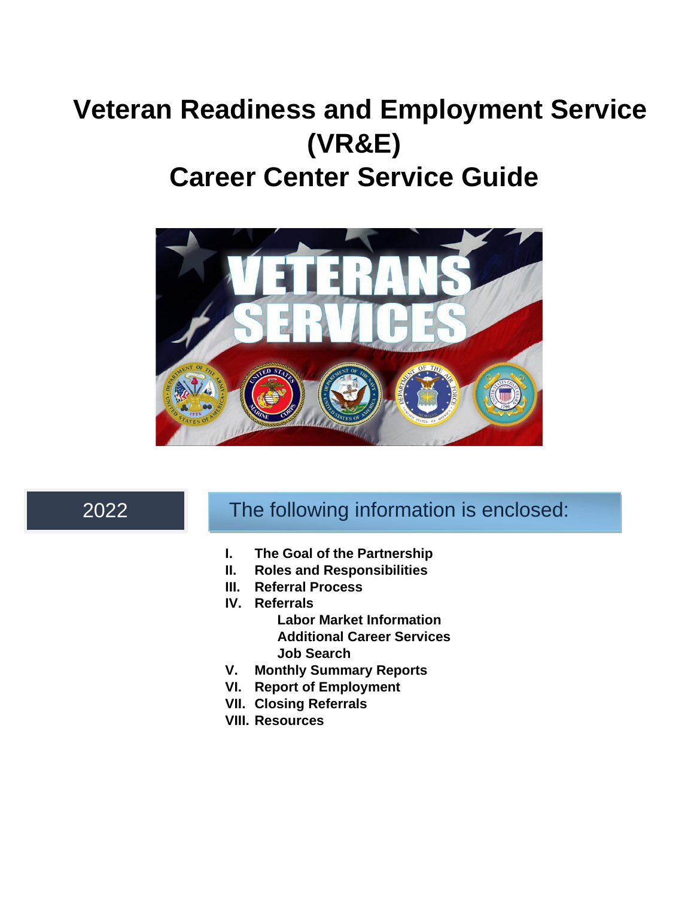# Veteran Readiness and Employment Service (VR&E)

# Career Center Service Guide

2022

The following information is enclosed:

- **I. The Goal of the Partnership**
- **II. Roles and Responsibilities**
- **III. Referral Process**
- **IV. Referrals**
  - **Labor Market Information**
  - **Additional Career Services**
  - **Job Search**
- **V. Monthly Summary Reports**
- **VI. Report of Employment**
- **VII. Closing Referrals**
- **VIII. Resources**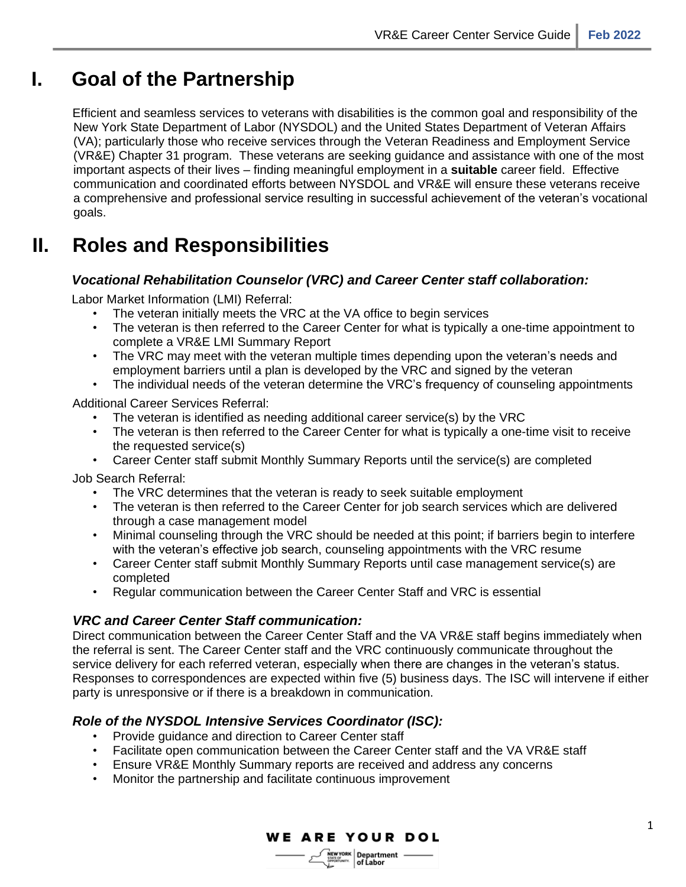# I. Goal of the Partnership

Efficient and seamless services to veterans with disabilities is the common goal and responsibility of the New York State Department of Labor (NYSDOL) and the United States Department of Veteran Affairs (VA); particularly those who receive services through the Veteran Readiness and Employment Service (VR&E) Chapter 31 program. These veterans are seeking guidance and assistance with one of the most important aspects of their lives – finding meaningful employment in a **suitable** career field. Effective communication and coordinated efforts between NYSDOL and VR&E will ensure these veterans receive a comprehensive and professional service resulting in successful achievement of the veteran's vocational goals.

# II. Roles and Responsibilities

### *Vocational Rehabilitation Counselor (VRC) and Career Center staff collaboration:*

Labor Market Information (LMI) Referral:

- The veteran initially meets the VRC at the VA office to begin services
- The veteran is then referred to the Career Center for what is typically a one-time appointment to complete a VR&E LMI Summary Report
- The VRC may meet with the veteran multiple times depending upon the veteran's needs and employment barriers until a plan is developed by the VRC and signed by the veteran
- The individual needs of the veteran determine the VRC's frequency of counseling appointments

Additional Career Services Referral:

- The veteran is identified as needing additional career service(s) by the VRC
- The veteran is then referred to the Career Center for what is typically a one-time visit to receive the requested service(s)
- Career Center staff submit Monthly Summary Reports until the service(s) are completed

Job Search Referral:

- The VRC determines that the veteran is ready to seek suitable employment
- The veteran is then referred to the Career Center for job search services which are delivered through a case management model
- Minimal counseling through the VRC should be needed at this point; if barriers begin to interfere with the veteran's effective job search, counseling appointments with the VRC resume
- Career Center staff submit Monthly Summary Reports until case management service(s) are completed
- Regular communication between the Career Center Staff and VRC is essential

### *VRC and Career Center Staff communication:*

Direct communication between the Career Center Staff and the VA VR&E staff begins immediately when the referral is sent. The Career Center staff and the VRC continuously communicate throughout the service delivery for each referred veteran, especially when there are changes in the veteran's status. Responses to correspondences are expected within five (5) business days. The ISC will intervene if either party is unresponsive or if there is a breakdown in communication.

### *Role of the NYSDOL Intensive Services Coordinator (ISC):*

- Provide guidance and direction to Career Center staff
- Facilitate open communication between the Career Center staff and the VA VR&E staff
- Ensure VR&E Monthly Summary reports are received and address any concerns
- Monitor the partnership and facilitate continuous improvement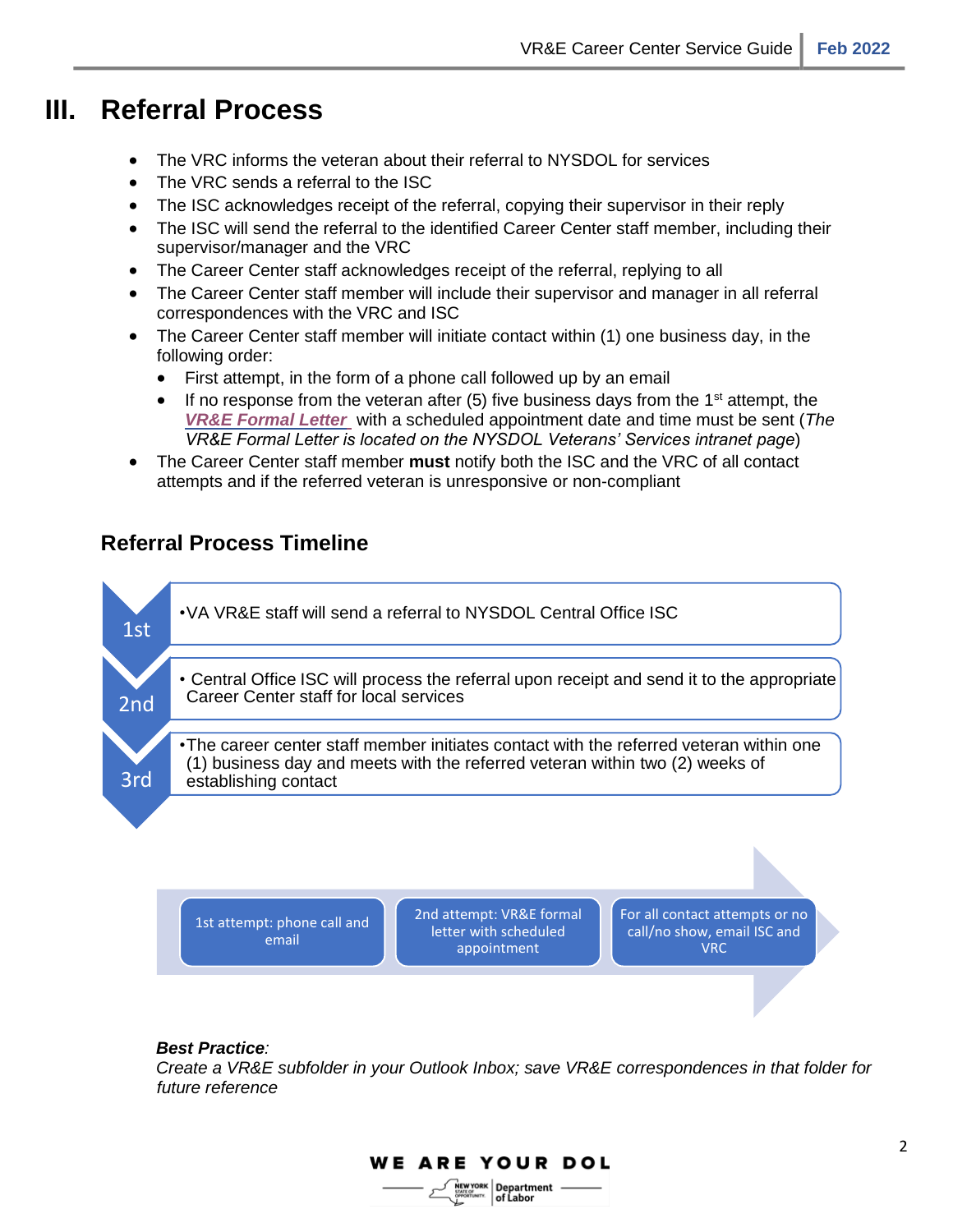# III. Referral Process

- The VRC informs the veteran about their referral to NYSDOL for services
- The VRC sends a referral to the ISC
- The ISC acknowledges receipt of the referral, copying their supervisor in their reply
- The ISC will send the referral to the identified Career Center staff member, including their supervisor/manager and the VRC
- The Career Center staff acknowledges receipt of the referral, replying to all
- The Career Center staff member will include their supervisor and manager in all referral correspondences with the VRC and ISC
- The Career Center staff member will initiate contact within (1) one business day, in the following order:
  - First attempt, in the form of a phone call followed up by an email
  - If no response from the veteran after (5) five business days from the 1st attempt, the ***VR&E Formal Letter*** with a scheduled appointment date and time must be sent (*The VR&E Formal Letter is located on the NYSDOL Veterans' Services intranet page*)
- The Career Center staff member **must** notify both the ISC and the VRC of all contact attempts and if the referred veteran is unresponsive or non-compliant

## Referral Process Timeline

- **1st**: VA VR&E staff will send a referral to NYSDOL Central Office ISC
- **2nd**: Central Office ISC will process the referral upon receipt and send it to the appropriate Career Center staff for local services
- **3rd**: The career center staff member initiates contact with the referred veteran within one (1) business day and meets with the referred veteran within two (2) weeks of establishing contact

1st attempt: phone call and email → 2nd attempt: VR&E formal letter with scheduled appointment → For all contact attempts or no call/no show, email ISC and VRC

***Best Practice**:*
*Create a VR&E subfolder in your Outlook Inbox; save VR&E correspondences in that folder for future reference*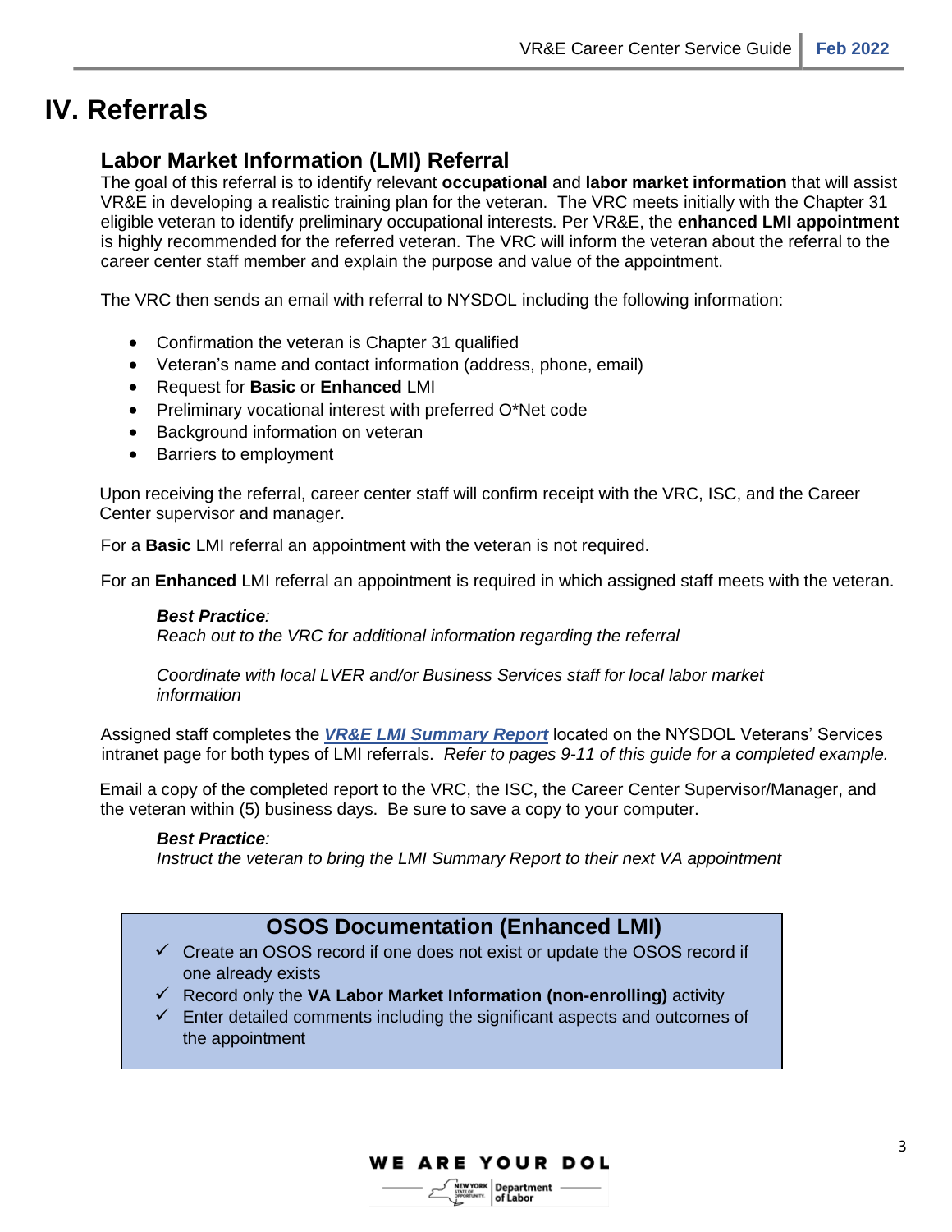# IV. Referrals

## Labor Market Information (LMI) Referral

The goal of this referral is to identify relevant **occupational** and **labor market information** that will assist VR&E in developing a realistic training plan for the veteran. The VRC meets initially with the Chapter 31 eligible veteran to identify preliminary occupational interests. Per VR&E, the **enhanced LMI appointment** is highly recommended for the referred veteran. The VRC will inform the veteran about the referral to the career center staff member and explain the purpose and value of the appointment.

The VRC then sends an email with referral to NYSDOL including the following information:

- Confirmation the veteran is Chapter 31 qualified
- Veteran's name and contact information (address, phone, email)
- Request for **Basic** or **Enhanced** LMI
- Preliminary vocational interest with preferred O*Net code
- Background information on veteran
- Barriers to employment

Upon receiving the referral, career center staff will confirm receipt with the VRC, ISC, and the Career Center supervisor and manager.

For a **Basic** LMI referral an appointment with the veteran is not required.

For an **Enhanced** LMI referral an appointment is required in which assigned staff meets with the veteran.

> ***Best Practice****:*
> *Reach out to the VRC for additional information regarding the referral*
>
> *Coordinate with local LVER and/or Business Services staff for local labor market information*

Assigned staff completes the ***VR&E LMI Summary Report*** located on the NYSDOL Veterans' Services intranet page for both types of LMI referrals. *Refer to pages 9-11 of this guide for a completed example.*

Email a copy of the completed report to the VRC, the ISC, the Career Center Supervisor/Manager, and the veteran within (5) business days. Be sure to save a copy to your computer.

> ***Best Practice****:*
> *Instruct the veteran to bring the LMI Summary Report to their next VA appointment*

### OSOS Documentation (Enhanced LMI)

- ✓ Create an OSOS record if one does not exist or update the OSOS record if one already exists
- ✓ Record only the **VA Labor Market Information (non-enrolling)** activity
- ✓ Enter detailed comments including the significant aspects and outcomes of the appointment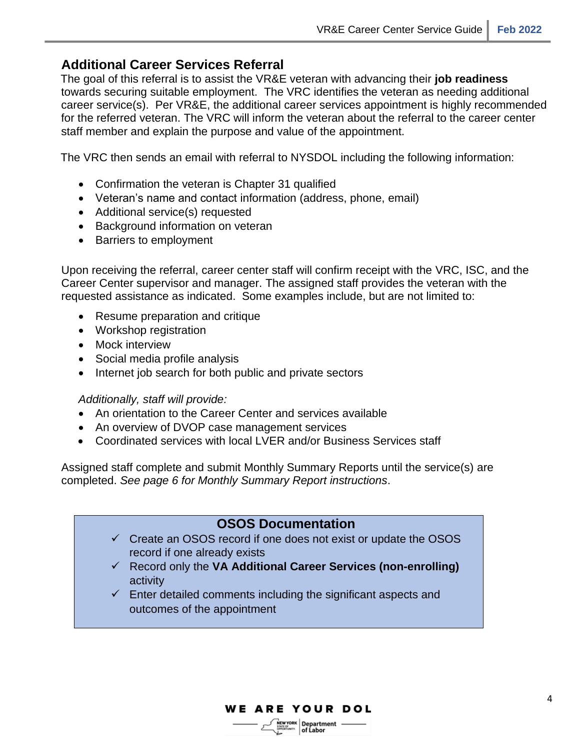## Additional Career Services Referral

The goal of this referral is to assist the VR&E veteran with advancing their **job readiness** towards securing suitable employment. The VRC identifies the veteran as needing additional career service(s). Per VR&E, the additional career services appointment is highly recommended for the referred veteran. The VRC will inform the veteran about the referral to the career center staff member and explain the purpose and value of the appointment.

The VRC then sends an email with referral to NYSDOL including the following information:

- Confirmation the veteran is Chapter 31 qualified
- Veteran's name and contact information (address, phone, email)
- Additional service(s) requested
- Background information on veteran
- Barriers to employment

Upon receiving the referral, career center staff will confirm receipt with the VRC, ISC, and the Career Center supervisor and manager. The assigned staff provides the veteran with the requested assistance as indicated. Some examples include, but are not limited to:

- Resume preparation and critique
- Workshop registration
- Mock interview
- Social media profile analysis
- Internet job search for both public and private sectors

*Additionally, staff will provide:*

- An orientation to the Career Center and services available
- An overview of DVOP case management services
- Coordinated services with local LVER and/or Business Services staff

Assigned staff complete and submit Monthly Summary Reports until the service(s) are completed. *See page 6 for Monthly Summary Report instructions*.

### OSOS Documentation

- ✓ Create an OSOS record if one does not exist or update the OSOS record if one already exists
- ✓ Record only the **VA Additional Career Services (non-enrolling)** activity
- ✓ Enter detailed comments including the significant aspects and outcomes of the appointment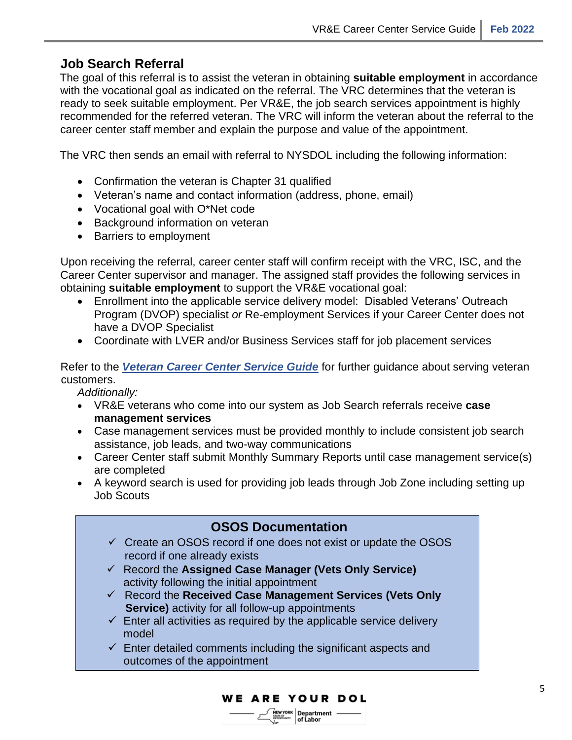## Job Search Referral

The goal of this referral is to assist the veteran in obtaining **suitable employment** in accordance with the vocational goal as indicated on the referral. The VRC determines that the veteran is ready to seek suitable employment. Per VR&E, the job search services appointment is highly recommended for the referred veteran. The VRC will inform the veteran about the referral to the career center staff member and explain the purpose and value of the appointment.

The VRC then sends an email with referral to NYSDOL including the following information:

- Confirmation the veteran is Chapter 31 qualified
- Veteran's name and contact information (address, phone, email)
- Vocational goal with O*Net code
- Background information on veteran
- Barriers to employment

Upon receiving the referral, career center staff will confirm receipt with the VRC, ISC, and the Career Center supervisor and manager. The assigned staff provides the following services in obtaining **suitable employment** to support the VR&E vocational goal:

- Enrollment into the applicable service delivery model: Disabled Veterans' Outreach Program (DVOP) specialist *or* Re-employment Services if your Career Center does not have a DVOP Specialist
- Coordinate with LVER and/or Business Services staff for job placement services

Refer to the ***Veteran Career Center Service Guide*** for further guidance about serving veteran customers.

*Additionally:*

- VR&E veterans who come into our system as Job Search referrals receive **case management services**
- Case management services must be provided monthly to include consistent job search assistance, job leads, and two-way communications
- Career Center staff submit Monthly Summary Reports until case management service(s) are completed
- A keyword search is used for providing job leads through Job Zone including setting up Job Scouts

### OSOS Documentation

- ✓ Create an OSOS record if one does not exist or update the OSOS record if one already exists
- ✓ Record the **Assigned Case Manager (Vets Only Service)** activity following the initial appointment
- ✓ Record the **Received Case Management Services (Vets Only Service)** activity for all follow-up appointments
- ✓ Enter all activities as required by the applicable service delivery model
- ✓ Enter detailed comments including the significant aspects and outcomes of the appointment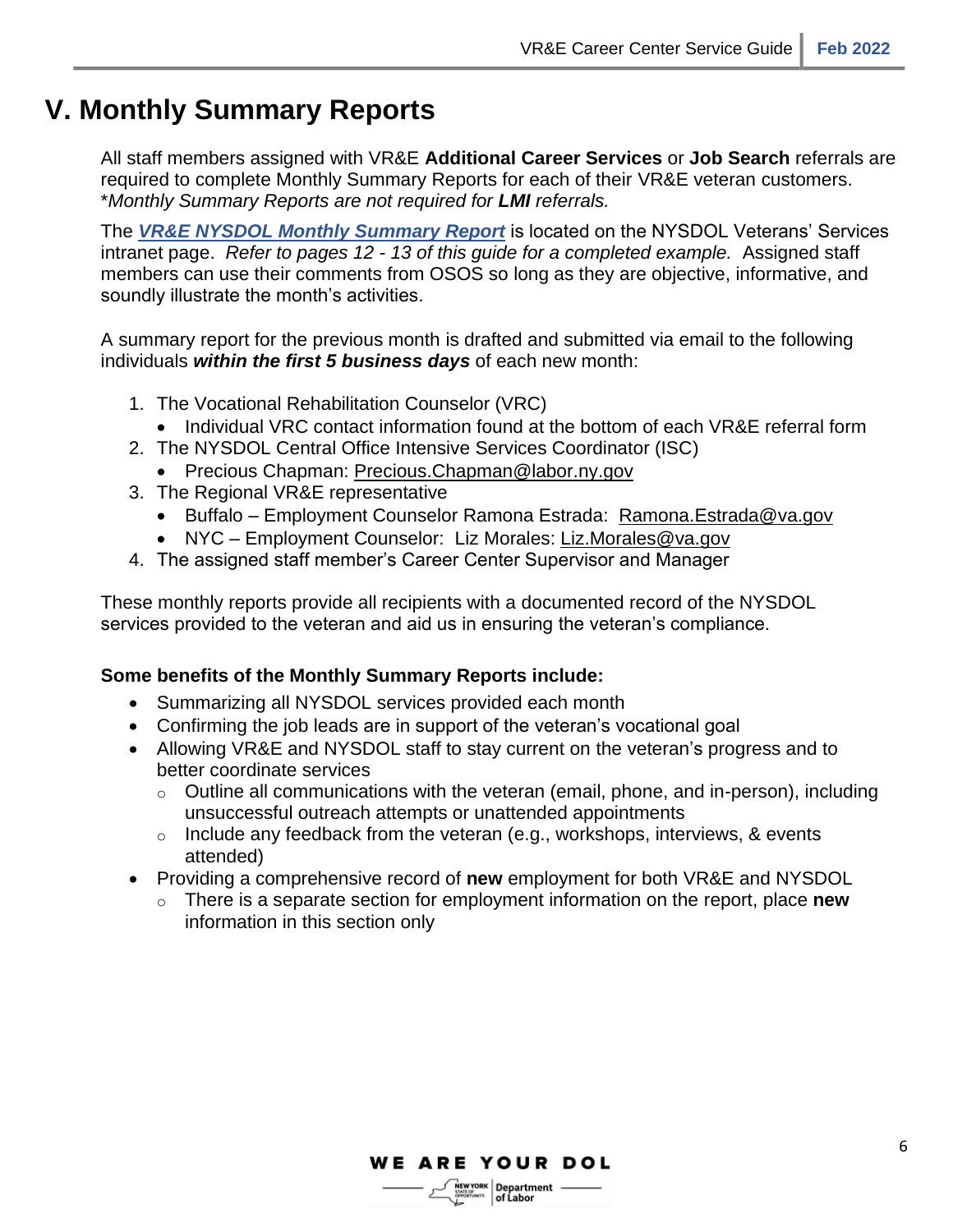# V. Monthly Summary Reports

All staff members assigned with VR&E **Additional Career Services** or **Job Search** referrals are required to complete Monthly Summary Reports for each of their VR&E veteran customers. **Monthly Summary Reports are not required for* ***LMI*** *referrals.*

The ***VR&E NYSDOL Monthly Summary Report*** is located on the NYSDOL Veterans' Services intranet page. *Refer to pages 12 - 13 of this guide for a completed example.* Assigned staff members can use their comments from OSOS so long as they are objective, informative, and soundly illustrate the month's activities.

A summary report for the previous month is drafted and submitted via email to the following individuals ***within the first 5 business days*** of each new month:

1. The Vocational Rehabilitation Counselor (VRC)
   - Individual VRC contact information found at the bottom of each VR&E referral form
2. The NYSDOL Central Office Intensive Services Coordinator (ISC)
   - Precious Chapman: Precious.Chapman@labor.ny.gov
3. The Regional VR&E representative
   - Buffalo – Employment Counselor Ramona Estrada: Ramona.Estrada@va.gov
   - NYC – Employment Counselor: Liz Morales: Liz.Morales@va.gov
4. The assigned staff member's Career Center Supervisor and Manager

These monthly reports provide all recipients with a documented record of the NYSDOL services provided to the veteran and aid us in ensuring the veteran's compliance.

**Some benefits of the Monthly Summary Reports include:**

- Summarizing all NYSDOL services provided each month
- Confirming the job leads are in support of the veteran's vocational goal
- Allowing VR&E and NYSDOL staff to stay current on the veteran's progress and to better coordinate services
  - Outline all communications with the veteran (email, phone, and in-person), including unsuccessful outreach attempts or unattended appointments
  - Include any feedback from the veteran (e.g., workshops, interviews, & events attended)
- Providing a comprehensive record of **new** employment for both VR&E and NYSDOL
  - There is a separate section for employment information on the report, place **new** information in this section only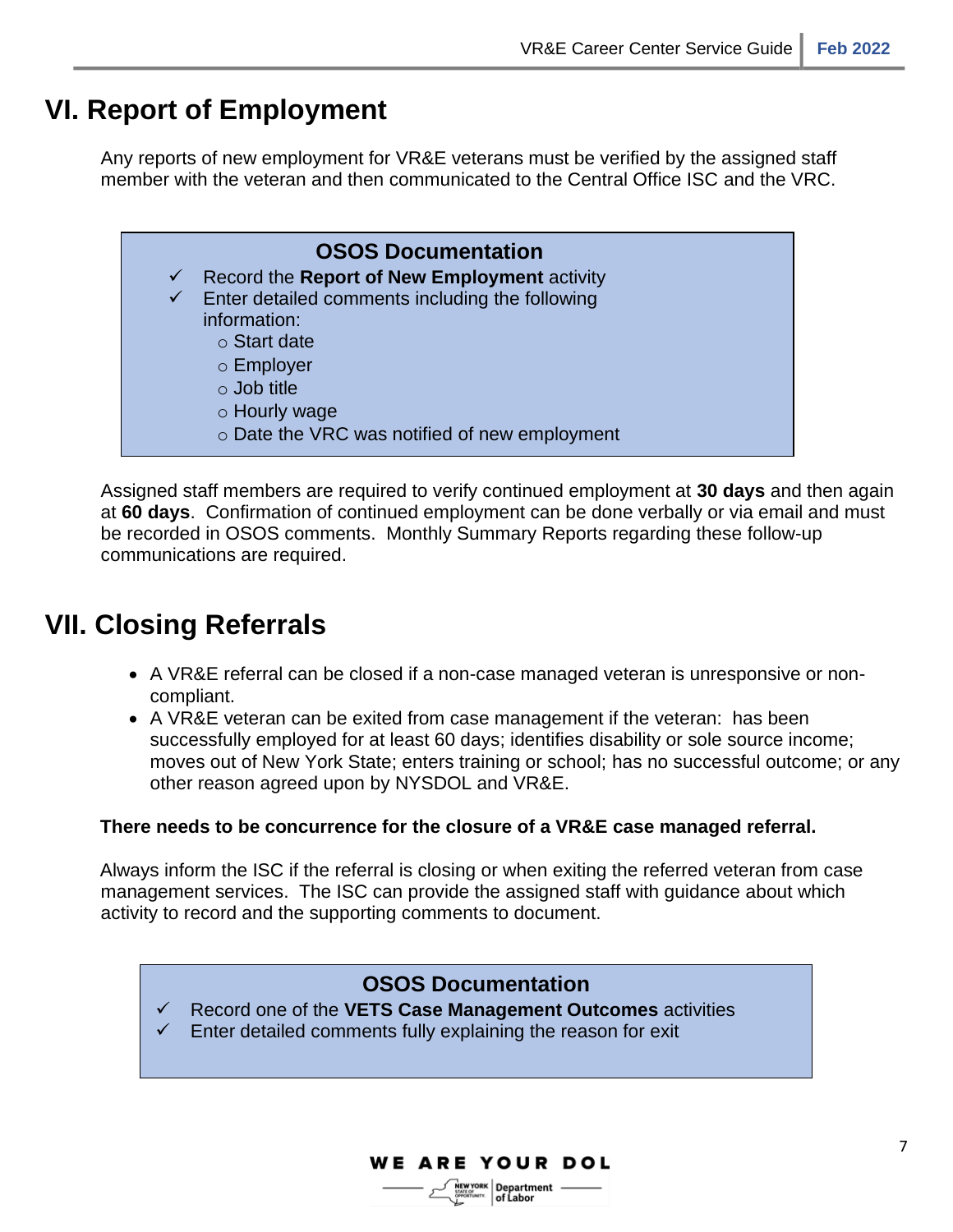# VI. Report of Employment

Any reports of new employment for VR&E veterans must be verified by the assigned staff member with the veteran and then communicated to the Central Office ISC and the VRC.

> **OSOS Documentation**
>
> ✓ Record the **Report of New Employment** activity
>
> ✓ Enter detailed comments including the following information:
> - Start date
> - Employer
> - Job title
> - Hourly wage
> - Date the VRC was notified of new employment

Assigned staff members are required to verify continued employment at **30 days** and then again at **60 days**. Confirmation of continued employment can be done verbally or via email and must be recorded in OSOS comments. Monthly Summary Reports regarding these follow-up communications are required.

# VII. Closing Referrals

- A VR&E referral can be closed if a non-case managed veteran is unresponsive or non-compliant.
- A VR&E veteran can be exited from case management if the veteran: has been successfully employed for at least 60 days; identifies disability or sole source income; moves out of New York State; enters training or school; has no successful outcome; or any other reason agreed upon by NYSDOL and VR&E.

**There needs to be concurrence for the closure of a VR&E case managed referral.**

Always inform the ISC if the referral is closing or when exiting the referred veteran from case management services. The ISC can provide the assigned staff with guidance about which activity to record and the supporting comments to document.

> **OSOS Documentation**
>
> ✓ Record one of the **VETS Case Management Outcomes** activities
>
> ✓ Enter detailed comments fully explaining the reason for exit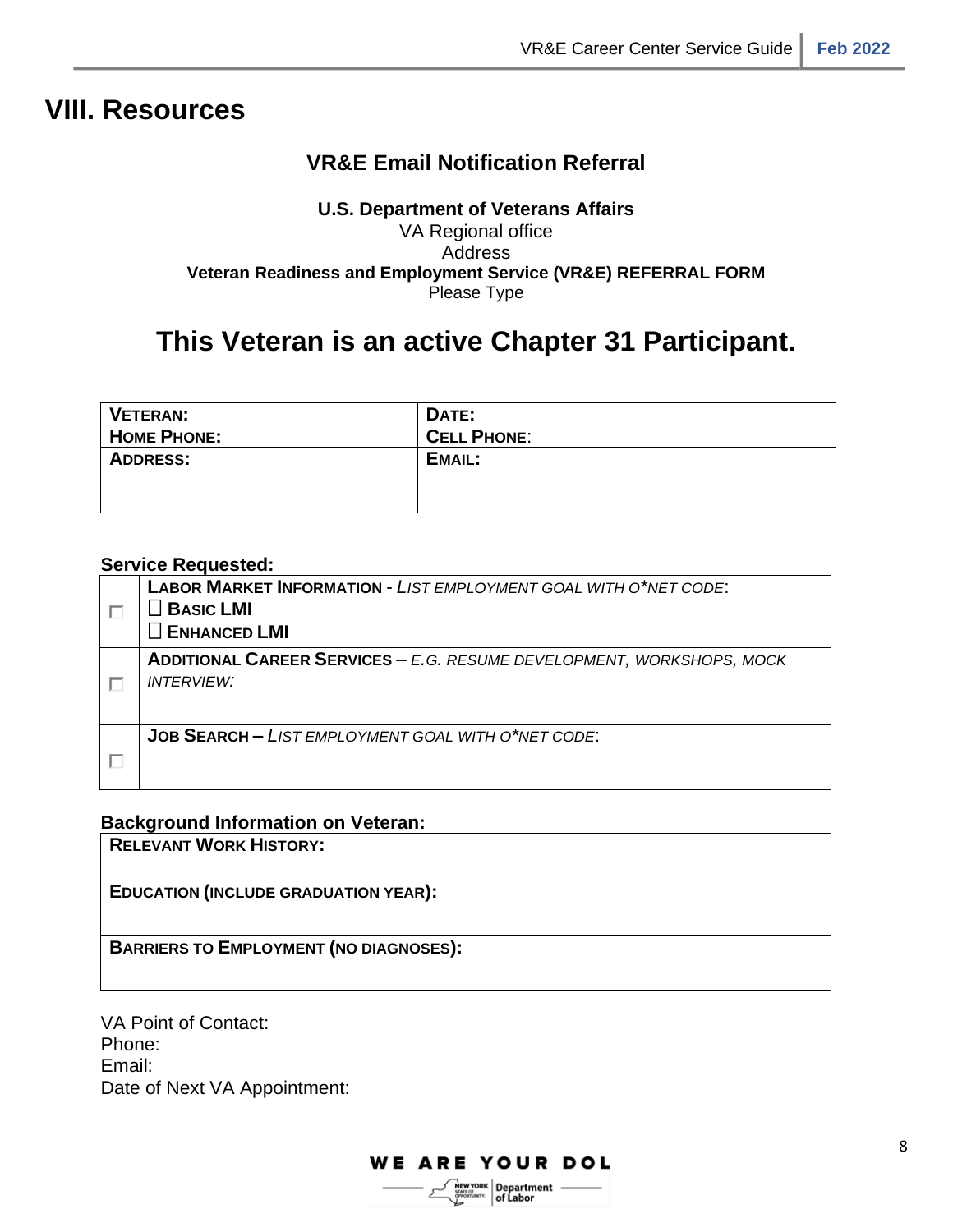# VIII. Resources

## VR&E Email Notification Referral

**U.S. Department of Veterans Affairs**
VA Regional office
Address
**Veteran Readiness and Employment Service (VR&E) REFERRAL FORM**
Please Type

# This Veteran is an active Chapter 31 Participant.

| **VETERAN:** | **DATE:** |
|---|---|
| **HOME PHONE:** | **CELL PHONE:** |
| **ADDRESS:** | **EMAIL:** |

**Service Requested:**

| | |
|---|---|
| ☐ | **LABOR MARKET INFORMATION** - *LIST EMPLOYMENT GOAL WITH O*NET CODE*:<br>☐ **BASIC LMI**<br>☐ **ENHANCED LMI** |
| ☐ | **ADDITIONAL CAREER SERVICES** – *E.G. RESUME DEVELOPMENT, WORKSHOPS, MOCK INTERVIEW:* |
| ☐ | **JOB SEARCH –** *LIST EMPLOYMENT GOAL WITH O*NET CODE*: |

**Background Information on Veteran:**

| **RELEVANT WORK HISTORY:** |
|---|
| **EDUCATION (INCLUDE GRADUATION YEAR):** |
| **BARRIERS TO EMPLOYMENT (NO DIAGNOSES):** |

VA Point of Contact:
Phone:
Email:
Date of Next VA Appointment: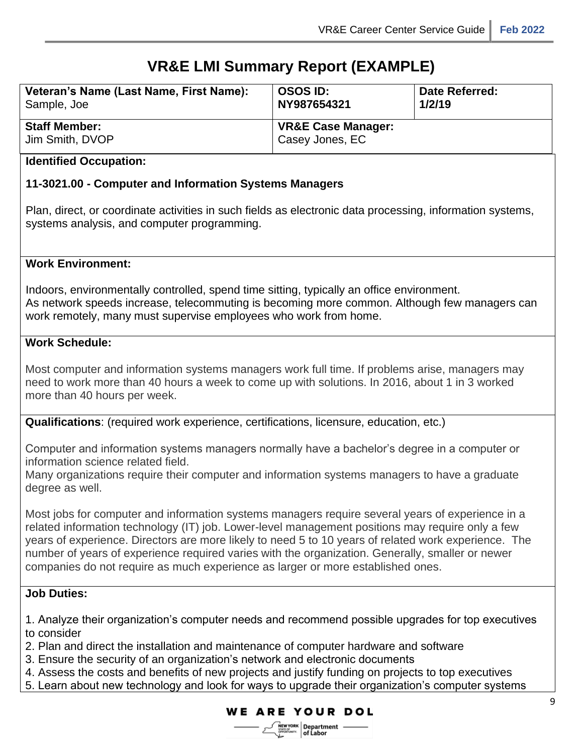# VR&E LMI Summary Report (EXAMPLE)

| **Veteran's Name (Last Name, First Name):** Sample, Joe | **OSOS ID:** NY987654321 | **Date Referred:** 1/2/19 |
|---|---|---|
| **Staff Member:** Jim Smith, DVOP | **VR&E Case Manager:** Casey Jones, EC | |

**Identified Occupation:**

**11-3021.00 - Computer and Information Systems Managers**

Plan, direct, or coordinate activities in such fields as electronic data processing, information systems, systems analysis, and computer programming.

**Work Environment:**

Indoors, environmentally controlled, spend time sitting, typically an office environment.
As network speeds increase, telecommuting is becoming more common. Although few managers can work remotely, many must supervise employees who work from home.

**Work Schedule:**

Most computer and information systems managers work full time. If problems arise, managers may need to work more than 40 hours a week to come up with solutions. In 2016, about 1 in 3 worked more than 40 hours per week.

**Qualifications**: (required work experience, certifications, licensure, education, etc.)

Computer and information systems managers normally have a bachelor's degree in a computer or information science related field.
Many organizations require their computer and information systems managers to have a graduate degree as well.

Most jobs for computer and information systems managers require several years of experience in a related information technology (IT) job. Lower-level management positions may require only a few years of experience. Directors are more likely to need 5 to 10 years of related work experience. The number of years of experience required varies with the organization. Generally, smaller or newer companies do not require as much experience as larger or more established ones.

**Job Duties:**

1. Analyze their organization's computer needs and recommend possible upgrades for top executives to consider
2. Plan and direct the installation and maintenance of computer hardware and software
3. Ensure the security of an organization's network and electronic documents
4. Assess the costs and benefits of new projects and justify funding on projects to top executives
5. Learn about new technology and look for ways to upgrade their organization's computer systems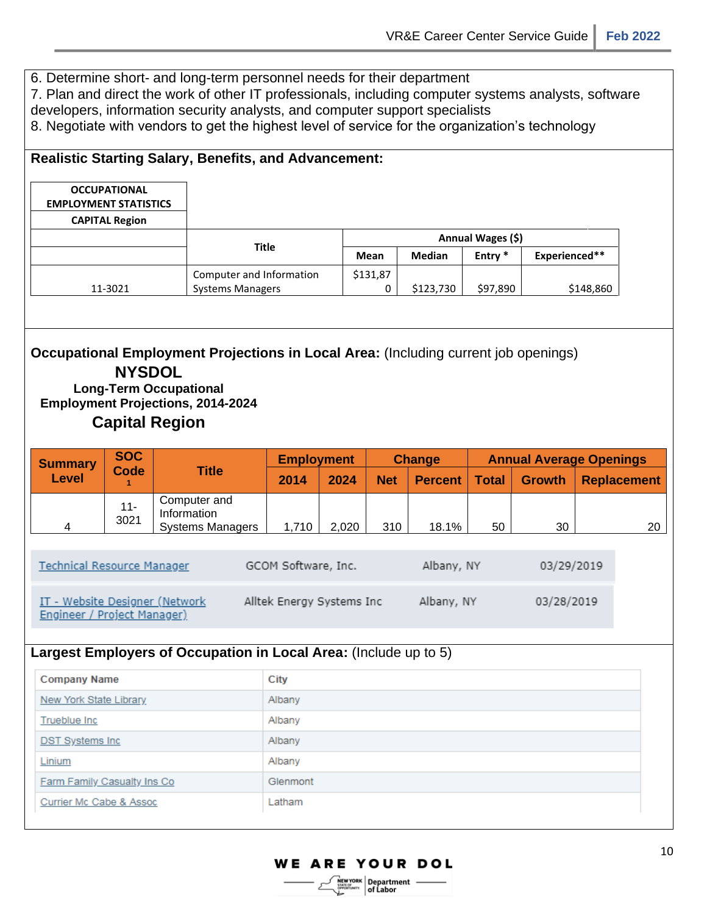6. Determine short- and long-term personnel needs for their department
7. Plan and direct the work of other IT professionals, including computer systems analysts, software developers, information security analysts, and computer support specialists
8. Negotiate with vendors to get the highest level of service for the organization's technology

**Realistic Starting Salary, Benefits, and Advancement:**

| OCCUPATIONAL EMPLOYMENT STATISTICS CAPITAL Region | Title | Annual Wages ($) | | | |
|---|---|---|---|---|---|
| | | Mean | Median | Entry * | Experienced** |
| 11-3021 | Computer and Information Systems Managers | $131,870 | $123,730 | $97,890 | $148,860 |

**Occupational Employment Projections in Local Area:** (Including current job openings)

## NYSDOL

**Long-Term Occupational Employment Projections, 2014-2024**

## Capital Region

| Summary Level | SOC Code [1] | Title | Employment | | Change | | Annual Average Openings | | |
|---|---|---|---|---|---|---|---|---|---|
| | | | 2014 | 2024 | Net | Percent | Total | Growth | Replacement |
| 4 | 11-3021 | Computer and Information Systems Managers | 1,710 | 2,020 | 310 | 18.1% | 50 | 30 | 20 |

| | | | |
|---|---|---|---|
| Technical Resource Manager | GCOM Software, Inc. | Albany, NY | 03/29/2019 |
| IT - Website Designer (Network Engineer / Project Manager) | Alltek Energy Systems Inc | Albany, NY | 03/28/2019 |

**Largest Employers of Occupation in Local Area:** (Include up to 5)

| Company Name | City |
|---|---|
| New York State Library | Albany |
| Trueblue Inc | Albany |
| DST Systems Inc | Albany |
| Linium | Albany |
| Farm Family Casualty Ins Co | Glenmont |
| Currier Mc Cabe & Assoc | Latham |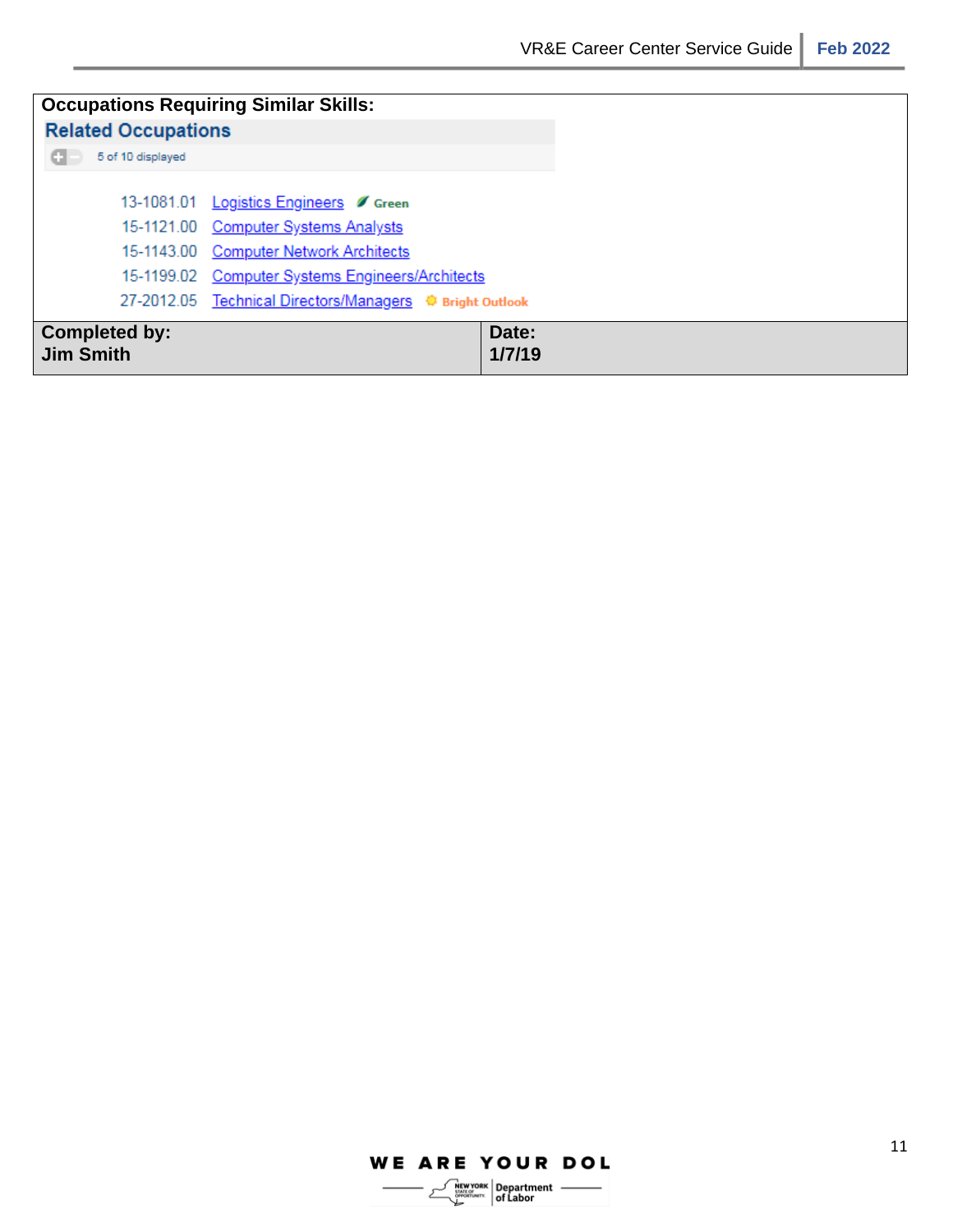**Occupations Requiring Similar Skills:**

**Related Occupations**

5 of 10 displayed

| | | |
|---|---|---|
| 13-1081.01 | Logistics Engineers | Green |
| 15-1121.00 | Computer Systems Analysts | |
| 15-1143.00 | Computer Network Architects | |
| 15-1199.02 | Computer Systems Engineers/Architects | |
| 27-2012.05 | Technical Directors/Managers | Bright Outlook |

| **Completed by:** | **Date:** |
|---|---|
| **Jim Smith** | **1/7/19** |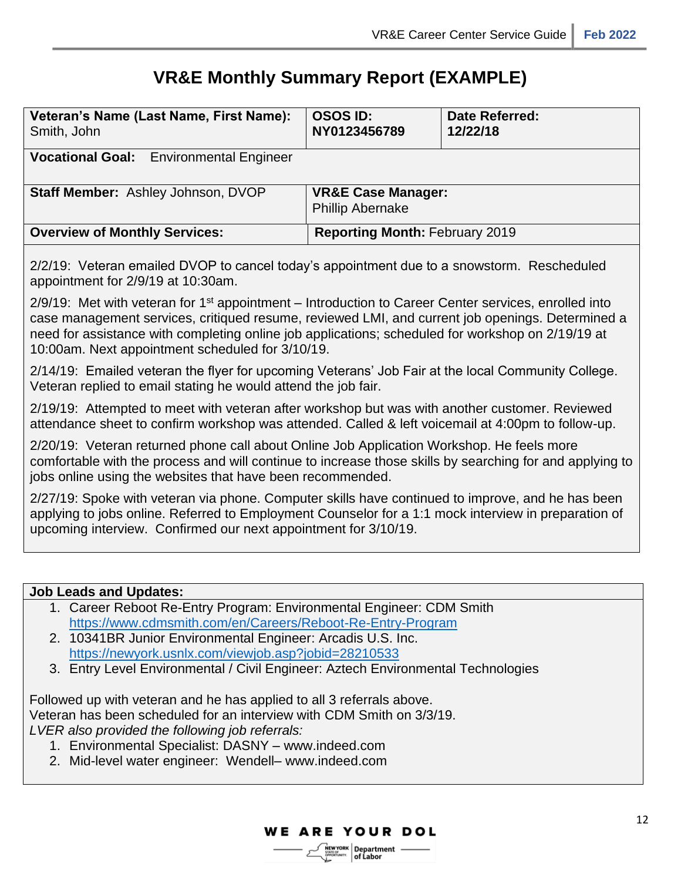# VR&E Monthly Summary Report (EXAMPLE)

| **Veteran's Name (Last Name, First Name):** Smith, John | **OSOS ID:** **NY0123456789** | **Date Referred:** **12/22/18** |
|---|---|---|
| **Vocational Goal:** Environmental Engineer | | |
| **Staff Member:** Ashley Johnson, DVOP | **VR&E Case Manager:** Phillip Abernake | |
| **Overview of Monthly Services:** | **Reporting Month:** February 2019 | |

2/2/19: Veteran emailed DVOP to cancel today's appointment due to a snowstorm. Rescheduled appointment for 2/9/19 at 10:30am.

2/9/19: Met with veteran for 1st appointment – Introduction to Career Center services, enrolled into case management services, critiqued resume, reviewed LMI, and current job openings. Determined a need for assistance with completing online job applications; scheduled for workshop on 2/19/19 at 10:00am. Next appointment scheduled for 3/10/19.

2/14/19: Emailed veteran the flyer for upcoming Veterans' Job Fair at the local Community College. Veteran replied to email stating he would attend the job fair.

2/19/19: Attempted to meet with veteran after workshop but was with another customer. Reviewed attendance sheet to confirm workshop was attended. Called & left voicemail at 4:00pm to follow-up.

2/20/19: Veteran returned phone call about Online Job Application Workshop. He feels more comfortable with the process and will continue to increase those skills by searching for and applying to jobs online using the websites that have been recommended.

2/27/19: Spoke with veteran via phone. Computer skills have continued to improve, and he has been applying to jobs online. Referred to Employment Counselor for a 1:1 mock interview in preparation of upcoming interview. Confirmed our next appointment for 3/10/19.

**Job Leads and Updates:**

1. Career Reboot Re-Entry Program: Environmental Engineer: CDM Smith
   https://www.cdmsmith.com/en/Careers/Reboot-Re-Entry-Program
2. 10341BR Junior Environmental Engineer: Arcadis U.S. Inc.
   https://newyork.usnlx.com/viewjob.asp?jobid=28210533
3. Entry Level Environmental / Civil Engineer: Aztech Environmental Technologies

Followed up with veteran and he has applied to all 3 referrals above.
Veteran has been scheduled for an interview with CDM Smith on 3/3/19.
*LVER also provided the following job referrals:*

1. Environmental Specialist: DASNY – www.indeed.com
2. Mid-level water engineer: Wendell– www.indeed.com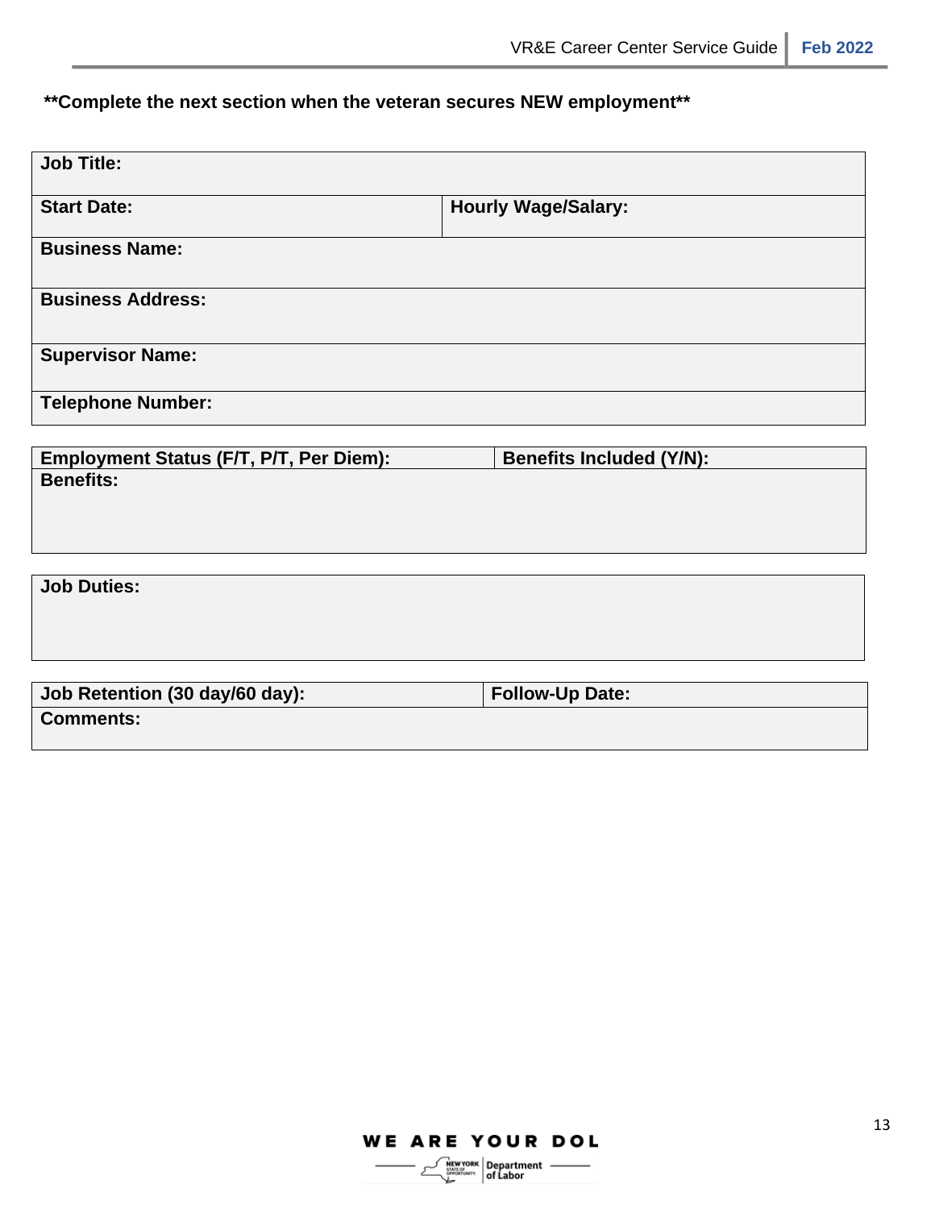**\*\*Complete the next section when the veteran secures NEW employment\*\***

| | |
|---|---|
| **Job Title:** | |
| **Start Date:** | **Hourly Wage/Salary:** |
| **Business Name:** | |
| **Business Address:** | |
| **Supervisor Name:** | |
| **Telephone Number:** | |

| | |
|---|---|
| **Employment Status (F/T, P/T, Per Diem):** | **Benefits Included (Y/N):** |
| **Benefits:** | |

| |
|---|
| **Job Duties:** |

| | |
|---|---|
| **Job Retention (30 day/60 day):** | **Follow-Up Date:** |
| **Comments:** | |